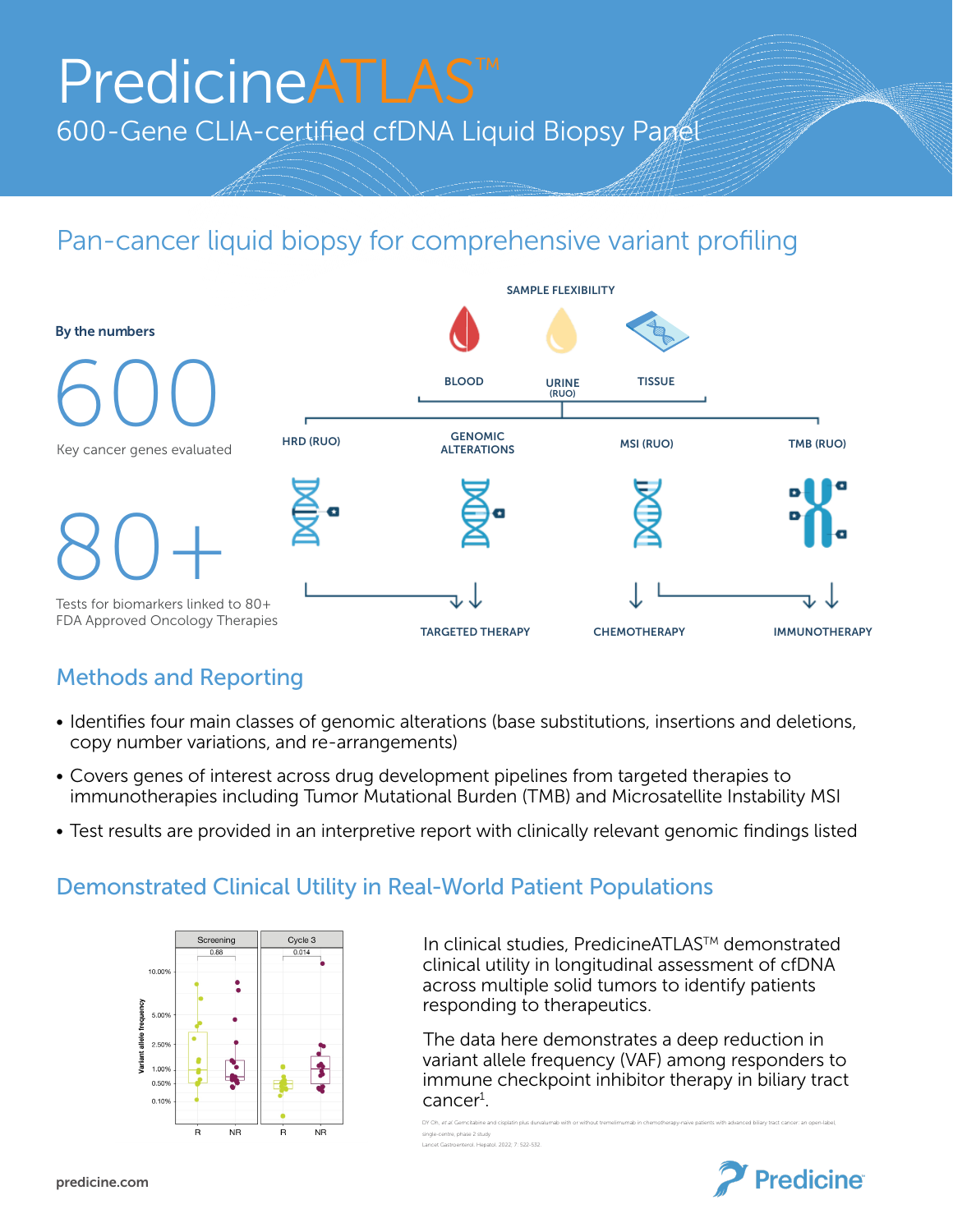# PredicineATLAS™

600-Gene CLIA-certified cfDNA Liquid Biopsy Panel

## Pan-cancer liquid biopsy for comprehensive variant profiling

**By the numbers**

600

Key cancer genes evaluated

80+

Tests for biomarkers linked to 80+ FDA Approved Oncology Therapies

SAMPLE FLEXIBILITY

BLOOD | URINE (RUO) | TISSUE

HRD (RUO) | GENOMIC ALTERATIONS | MSI (RUO) | TMB (RUO)

TARGETED THERAPY | CHEMOTHERAPY | IMMUNOTHERAPY

## Methods and Reporting

- Identifies four main classes of genomic alterations (base substitutions, insertions and deletions, copy number variations, and re-arrangements)
- Covers genes of interest across drug development pipelines from targeted therapies to immunotherapies including Tumor Mutational Burden (TMB) and Microsatellite Instability MSI
- Test results are provided in an interpretive report with clinically relevant genomic findings listed

## Demonstrated Clinical Utility in Real-World Patient Populations

In clinical studies, PredicineATLAS™ demonstrated clinical utility in longitudinal assessment of cfDNA across multiple solid tumors to identify patients responding to therapeutics.

The data here demonstrates a deep reduction in variant allele frequency (VAF) among responders to immune checkpoint inhibitor therapy in biliary tract cancer[1].

DY Oh, et al. Gemcitabine and cisplatin plus durvalumab with or without tremelimumab in chemotherapy-naive patients with advanced biliary tract cancer: an open-label, single-centre, phase 2 study. Lancet Gastroenterol. Hepatol. 2022; 7: 522-532.

predicine.com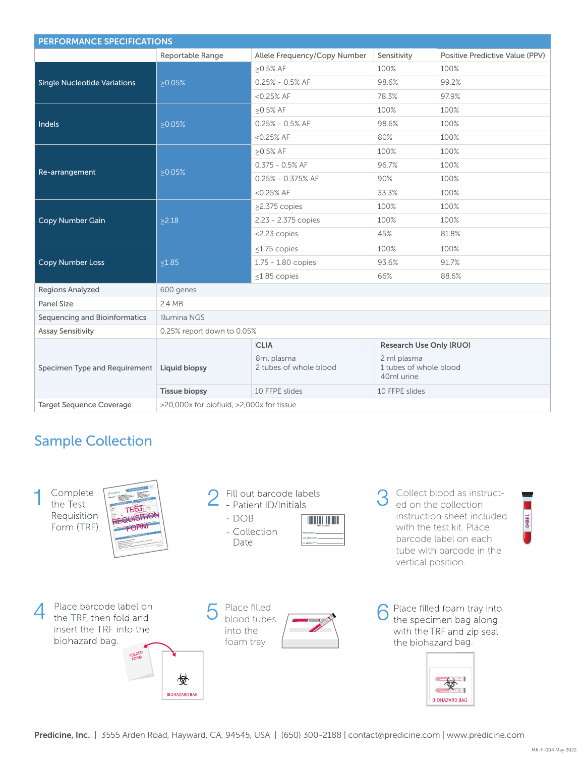## PERFORMANCE SPECIFICATIONS

| | Reportable Range | Allele Frequency/Copy Number | Sensitivity | Positive Predictive Value (PPV) |
|---|---|---|---|---|
| Single Nucleotide Variations | ≥0.05% | ≥0.5% AF | 100% | 100% |
| | | 0.25% - 0.5% AF | 98.6% | 99.2% |
| | | <0.25% AF | 78.3% | 97.9% |
| Indels | ≥0.05% | ≥0.5% AF | 100% | 100% |
| | | 0.25% - 0.5% AF | 98.6% | 100% |
| | | <0.25% AF | 80% | 100% |
| Re-arrangement | ≥0.05% | ≥0.5% AF | 100% | 100% |
| | | 0.375 - 0.5% AF | 96.7% | 100% |
| | | 0.25% - 0.375% AF | 90% | 100% |
| | | <0.25% AF | 33.3% | 100% |
| Copy Number Gain | ≥2.18 | ≥2.375 copies | 100% | 100% |
| | | 2.23 - 2.375 copies | 100% | 100% |
| | | <2.23 copies | 45% | 81.8% |
| Copy Number Loss | ≤1.85 | ≤1.75 copies | 100% | 100% |
| | | 1.75 - 1.80 copies | 93.6% | 91.7% |
| | | ≤1.85 copies | 66% | 88.6% |
| Regions Analyzed | 600 genes | | | |
| Panel Size | 2.4 MB | | | |
| Sequencing and Bioinformatics | Illumina NGS | | | |
| Assay Sensitivity | 0.25% report down to 0.05% | | | |
| Specimen Type and Requirement | | CLIA | Research Use Only (RUO) | |
| | Liquid biopsy | 8ml plasma<br>2 tubes of whole blood | 2 ml plasma<br>1 tubes of whole blood<br>40ml urine | |
| | Tissue biopsy | 10 FFPE slides | 10 FFPE slides | |
| Target Sequence Coverage | >20,000x for biofluid, >2,000x for tissue | | | |

## Sample Collection

1. Complete the Test Requisition Form (TRF).

2. Fill out barcode labels
   - Patient ID/Initials
   - DOB
   - Collection Date

3. Collect blood as instructed on the collection instruction sheet included with the test kit. Place barcode label on each tube with barcode in the vertical position.

4. Place barcode label on the TRF, then fold and insert the TRF into the biohazard bag.

5. Place filled blood tubes into the foam tray

6. Place filled foam tray into the specimen bag along with the TRF and zip seal the biohazard bag.

**Predicine, Inc.** | 3555 Arden Road, Hayward, CA, 94545, USA | (650) 300-2188 | contact@predicine.com | www.predicine.com

MK-F-004 May 2022